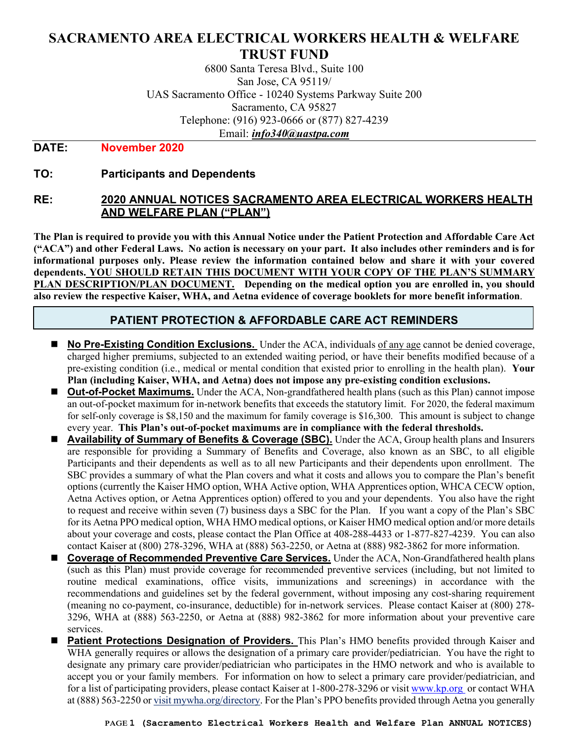# SACRAMENTO AREA ELECTRICAL WORKERS HEALTH & WELFARE TRUST FUND

6800 Santa Teresa Blvd., Suite 100
San Jose, CA 95119/
UAS Sacramento Office - 10240 Systems Parkway Suite 200
Sacramento, CA 95827
Telephone: (916) 923-0666 or (877) 827-4239
Email: ***info340@uastpa.com***

**DATE:** **November 2020**

**TO:** **Participants and Dependents**

**RE:** **2020 ANNUAL NOTICES SACRAMENTO AREA ELECTRICAL WORKERS HEALTH AND WELFARE PLAN ("PLAN")**

**The Plan is required to provide you with this Annual Notice under the Patient Protection and Affordable Care Act ("ACA") and other Federal Laws. No action is necessary on your part. It also includes other reminders and is for informational purposes only. Please review the information contained below and share it with your covered dependents. YOU SHOULD RETAIN THIS DOCUMENT WITH YOUR COPY OF THE PLAN'S SUMMARY PLAN DESCRIPTION/PLAN DOCUMENT. Depending on the medical option you are enrolled in, you should also review the respective Kaiser, WHA, and Aetna evidence of coverage booklets for more benefit information**.

## PATIENT PROTECTION & AFFORDABLE CARE ACT REMINDERS

- **No Pre-Existing Condition Exclusions.** Under the ACA, individuals of any age cannot be denied coverage, charged higher premiums, subjected to an extended waiting period, or have their benefits modified because of a pre-existing condition (i.e., medical or mental condition that existed prior to enrolling in the health plan). **Your Plan (including Kaiser, WHA, and Aetna) does not impose any pre-existing condition exclusions.**
- **Out-of-Pocket Maximums.** Under the ACA, Non-grandfathered health plans (such as this Plan) cannot impose an out-of-pocket maximum for in-network benefits that exceeds the statutory limit. For 2020, the federal maximum for self-only coverage is $8,150 and the maximum for family coverage is $16,300. This amount is subject to change every year. **This Plan's out-of-pocket maximums are in compliance with the federal thresholds.**
- **Availability of Summary of Benefits & Coverage (SBC).** Under the ACA, Group health plans and Insurers are responsible for providing a Summary of Benefits and Coverage, also known as an SBC, to all eligible Participants and their dependents as well as to all new Participants and their dependents upon enrollment. The SBC provides a summary of what the Plan covers and what it costs and allows you to compare the Plan's benefit options (currently the Kaiser HMO option, WHA Active option, WHA Apprentices option, WHCA CECW option, Aetna Actives option, or Aetna Apprentices option) offered to you and your dependents. You also have the right to request and receive within seven (7) business days a SBC for the Plan. If you want a copy of the Plan's SBC for its Aetna PPO medical option, WHA HMO medical options, or Kaiser HMO medical option and/or more details about your coverage and costs, please contact the Plan Office at 408-288-4433 or 1-877-827-4239. You can also contact Kaiser at (800) 278-3296, WHA at (888) 563-2250, or Aetna at (888) 982-3862 for more information.
- **Coverage of Recommended Preventive Care Services.** Under the ACA, Non-Grandfathered health plans (such as this Plan) must provide coverage for recommended preventive services (including, but not limited to routine medical examinations, office visits, immunizations and screenings) in accordance with the recommendations and guidelines set by the federal government, without imposing any cost-sharing requirement (meaning no co-payment, co-insurance, deductible) for in-network services. Please contact Kaiser at (800) 278-3296, WHA at (888) 563-2250, or Aetna at (888) 982-3862 for more information about your preventive care services.
- **Patient Protections Designation of Providers.** This Plan's HMO benefits provided through Kaiser and WHA generally requires or allows the designation of a primary care provider/pediatrician. You have the right to designate any primary care provider/pediatrician who participates in the HMO network and who is available to accept you or your family members. For information on how to select a primary care provider/pediatrician, and for a list of participating providers, please contact Kaiser at 1-800-278-3296 or visit www.kp.org or contact WHA at (888) 563-2250 or visit mywha.org/directory. For the Plan's PPO benefits provided through Aetna you generally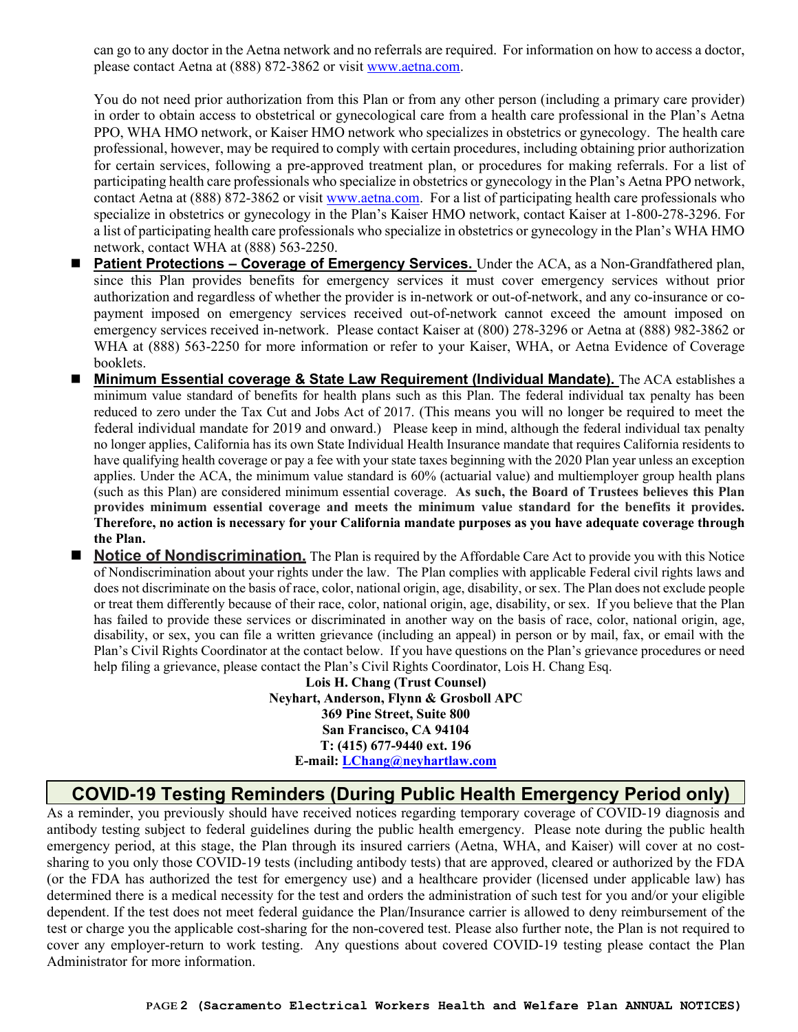can go to any doctor in the Aetna network and no referrals are required. For information on how to access a doctor, please contact Aetna at (888) 872-3862 or visit [www.aetna.com](http://www.aetna.com).

You do not need prior authorization from this Plan or from any other person (including a primary care provider) in order to obtain access to obstetrical or gynecological care from a health care professional in the Plan's Aetna PPO, WHA HMO network, or Kaiser HMO network who specializes in obstetrics or gynecology. The health care professional, however, may be required to comply with certain procedures, including obtaining prior authorization for certain services, following a pre-approved treatment plan, or procedures for making referrals. For a list of participating health care professionals who specialize in obstetrics or gynecology in the Plan's Aetna PPO network, contact Aetna at (888) 872-3862 or visit [www.aetna.com](http://www.aetna.com). For a list of participating health care professionals who specialize in obstetrics or gynecology in the Plan's Kaiser HMO network, contact Kaiser at 1-800-278-3296. For a list of participating health care professionals who specialize in obstetrics or gynecology in the Plan's WHA HMO network, contact WHA at (888) 563-2250.

- **Patient Protections – Coverage of Emergency Services.** Under the ACA, as a Non-Grandfathered plan, since this Plan provides benefits for emergency services it must cover emergency services without prior authorization and regardless of whether the provider is in-network or out-of-network, and any co-insurance or co-payment imposed on emergency services received out-of-network cannot exceed the amount imposed on emergency services received in-network. Please contact Kaiser at (800) 278-3296 or Aetna at (888) 982-3862 or WHA at (888) 563-2250 for more information or refer to your Kaiser, WHA, or Aetna Evidence of Coverage booklets.
- **Minimum Essential coverage & State Law Requirement (Individual Mandate).** The ACA establishes a minimum value standard of benefits for health plans such as this Plan. The federal individual tax penalty has been reduced to zero under the Tax Cut and Jobs Act of 2017. (This means you will no longer be required to meet the federal individual mandate for 2019 and onward.) Please keep in mind, although the federal individual tax penalty no longer applies, California has its own State Individual Health Insurance mandate that requires California residents to have qualifying health coverage or pay a fee with your state taxes beginning with the 2020 Plan year unless an exception applies. Under the ACA, the minimum value standard is 60% (actuarial value) and multiemployer group health plans (such as this Plan) are considered minimum essential coverage. **As such, the Board of Trustees believes this Plan provides minimum essential coverage and meets the minimum value standard for the benefits it provides. Therefore, no action is necessary for your California mandate purposes as you have adequate coverage through the Plan.**
- **Notice of Nondiscrimination.** The Plan is required by the Affordable Care Act to provide you with this Notice of Nondiscrimination about your rights under the law. The Plan complies with applicable Federal civil rights laws and does not discriminate on the basis of race, color, national origin, age, disability, or sex. The Plan does not exclude people or treat them differently because of their race, color, national origin, age, disability, or sex. If you believe that the Plan has failed to provide these services or discriminated in another way on the basis of race, color, national origin, age, disability, or sex, you can file a written grievance (including an appeal) in person or by mail, fax, or email with the Plan's Civil Rights Coordinator at the contact below. If you have questions on the Plan's grievance procedures or need help filing a grievance, please contact the Plan's Civil Rights Coordinator, Lois H. Chang Esq.

**Lois H. Chang (Trust Counsel)**
**Neyhart, Anderson, Flynn & Grosboll APC**
**369 Pine Street, Suite 800**
**San Francisco, CA 94104**
**T: (415) 677-9440 ext. 196**
**E-mail: [LChang@neyhartlaw.com](mailto:LChang@neyhartlaw.com)**

## COVID-19 Testing Reminders (During Public Health Emergency Period only)

As a reminder, you previously should have received notices regarding temporary coverage of COVID-19 diagnosis and antibody testing subject to federal guidelines during the public health emergency. Please note during the public health emergency period, at this stage, the Plan through its insured carriers (Aetna, WHA, and Kaiser) will cover at no cost-sharing to you only those COVID-19 tests (including antibody tests) that are approved, cleared or authorized by the FDA (or the FDA has authorized the test for emergency use) and a healthcare provider (licensed under applicable law) has determined there is a medical necessity for the test and orders the administration of such test for you and/or your eligible dependent. If the test does not meet federal guidance the Plan/Insurance carrier is allowed to deny reimbursement of the test or charge you the applicable cost-sharing for the non-covered test. Please also further note, the Plan is not required to cover any employer-return to work testing. Any questions about covered COVID-19 testing please contact the Plan Administrator for more information.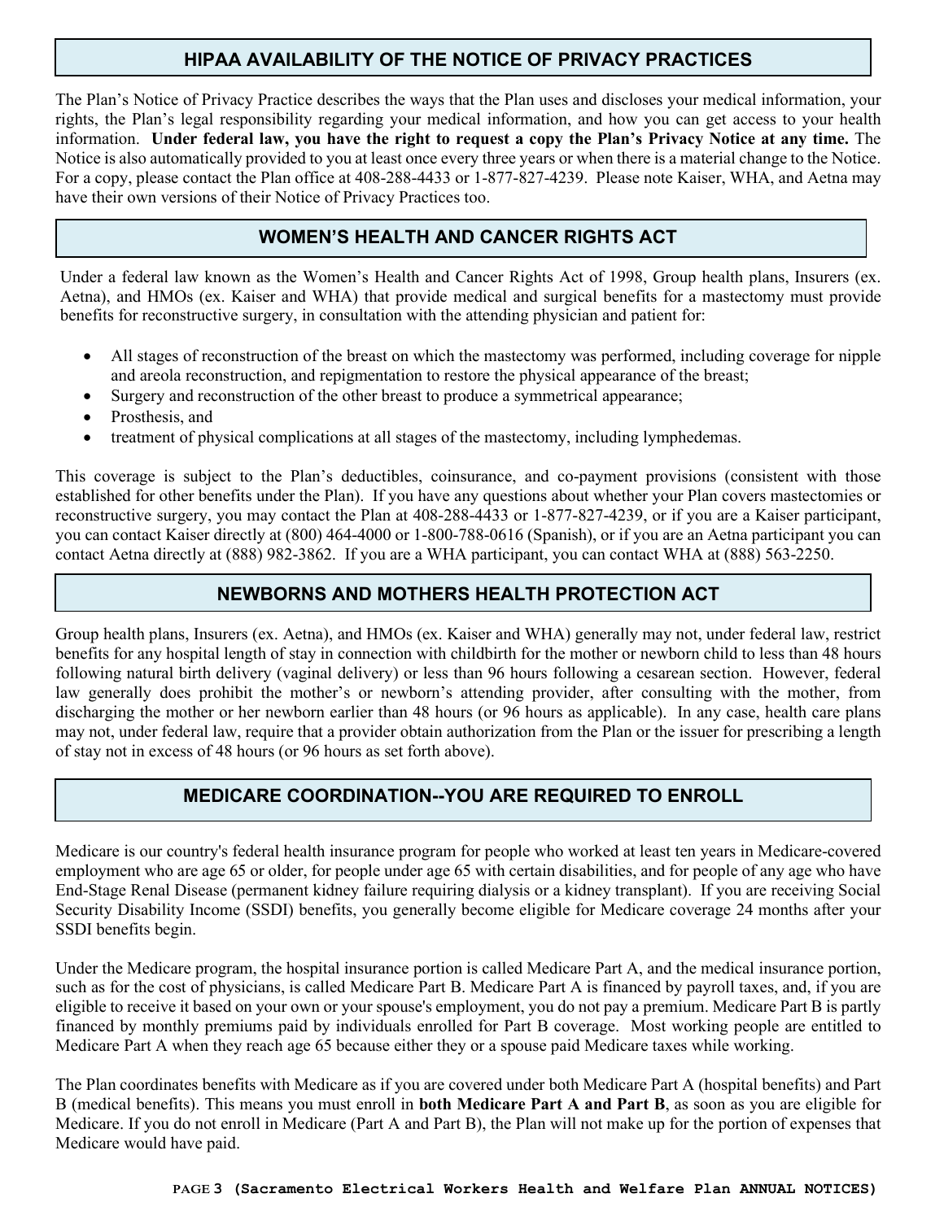## HIPAA AVAILABILITY OF THE NOTICE OF PRIVACY PRACTICES

The Plan's Notice of Privacy Practice describes the ways that the Plan uses and discloses your medical information, your rights, the Plan's legal responsibility regarding your medical information, and how you can get access to your health information. **Under federal law, you have the right to request a copy the Plan's Privacy Notice at any time.** The Notice is also automatically provided to you at least once every three years or when there is a material change to the Notice. For a copy, please contact the Plan office at 408-288-4433 or 1-877-827-4239. Please note Kaiser, WHA, and Aetna may have their own versions of their Notice of Privacy Practices too.

## WOMEN'S HEALTH AND CANCER RIGHTS ACT

Under a federal law known as the Women's Health and Cancer Rights Act of 1998, Group health plans, Insurers (ex. Aetna), and HMOs (ex. Kaiser and WHA) that provide medical and surgical benefits for a mastectomy must provide benefits for reconstructive surgery, in consultation with the attending physician and patient for:

- All stages of reconstruction of the breast on which the mastectomy was performed, including coverage for nipple and areola reconstruction, and repigmentation to restore the physical appearance of the breast;
- Surgery and reconstruction of the other breast to produce a symmetrical appearance;
- Prosthesis, and
- treatment of physical complications at all stages of the mastectomy, including lymphedemas.

This coverage is subject to the Plan's deductibles, coinsurance, and co-payment provisions (consistent with those established for other benefits under the Plan). If you have any questions about whether your Plan covers mastectomies or reconstructive surgery, you may contact the Plan at 408-288-4433 or 1-877-827-4239, or if you are a Kaiser participant, you can contact Kaiser directly at (800) 464-4000 or 1-800-788-0616 (Spanish), or if you are an Aetna participant you can contact Aetna directly at (888) 982-3862. If you are a WHA participant, you can contact WHA at (888) 563-2250.

## NEWBORNS AND MOTHERS HEALTH PROTECTION ACT

Group health plans, Insurers (ex. Aetna), and HMOs (ex. Kaiser and WHA) generally may not, under federal law, restrict benefits for any hospital length of stay in connection with childbirth for the mother or newborn child to less than 48 hours following natural birth delivery (vaginal delivery) or less than 96 hours following a cesarean section. However, federal law generally does prohibit the mother's or newborn's attending provider, after consulting with the mother, from discharging the mother or her newborn earlier than 48 hours (or 96 hours as applicable). In any case, health care plans may not, under federal law, require that a provider obtain authorization from the Plan or the issuer for prescribing a length of stay not in excess of 48 hours (or 96 hours as set forth above).

## MEDICARE COORDINATION--YOU ARE REQUIRED TO ENROLL

Medicare is our country's federal health insurance program for people who worked at least ten years in Medicare-covered employment who are age 65 or older, for people under age 65 with certain disabilities, and for people of any age who have End-Stage Renal Disease (permanent kidney failure requiring dialysis or a kidney transplant). If you are receiving Social Security Disability Income (SSDI) benefits, you generally become eligible for Medicare coverage 24 months after your SSDI benefits begin.

Under the Medicare program, the hospital insurance portion is called Medicare Part A, and the medical insurance portion, such as for the cost of physicians, is called Medicare Part B. Medicare Part A is financed by payroll taxes, and, if you are eligible to receive it based on your own or your spouse's employment, you do not pay a premium. Medicare Part B is partly financed by monthly premiums paid by individuals enrolled for Part B coverage. Most working people are entitled to Medicare Part A when they reach age 65 because either they or a spouse paid Medicare taxes while working.

The Plan coordinates benefits with Medicare as if you are covered under both Medicare Part A (hospital benefits) and Part B (medical benefits). This means you must enroll in **both Medicare Part A and Part B**, as soon as you are eligible for Medicare. If you do not enroll in Medicare (Part A and Part B), the Plan will not make up for the portion of expenses that Medicare would have paid.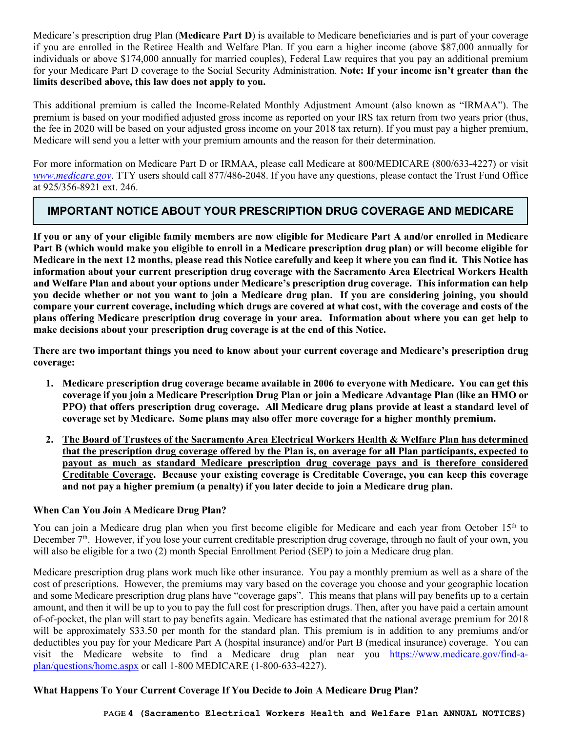Medicare's prescription drug Plan (**Medicare Part D**) is available to Medicare beneficiaries and is part of your coverage if you are enrolled in the Retiree Health and Welfare Plan. If you earn a higher income (above $87,000 annually for individuals or above $174,000 annually for married couples), Federal Law requires that you pay an additional premium for your Medicare Part D coverage to the Social Security Administration. **Note: If your income isn't greater than the limits described above, this law does not apply to you.**

This additional premium is called the Income-Related Monthly Adjustment Amount (also known as "IRMAA"). The premium is based on your modified adjusted gross income as reported on your IRS tax return from two years prior (thus, the fee in 2020 will be based on your adjusted gross income on your 2018 tax return). If you must pay a higher premium, Medicare will send you a letter with your premium amounts and the reason for their determination.

For more information on Medicare Part D or IRMAA, please call Medicare at 800/MEDICARE (800/633-4227) or visit *www.medicare.gov*. TTY users should call 877/486-2048. If you have any questions, please contact the Trust Fund Office at 925/356-8921 ext. 246.

## IMPORTANT NOTICE ABOUT YOUR PRESCRIPTION DRUG COVERAGE AND MEDICARE

**If you or any of your eligible family members are now eligible for Medicare Part A and/or enrolled in Medicare Part B (which would make you eligible to enroll in a Medicare prescription drug plan) or will become eligible for Medicare in the next 12 months, please read this Notice carefully and keep it where you can find it. This Notice has information about your current prescription drug coverage with the Sacramento Area Electrical Workers Health and Welfare Plan and about your options under Medicare's prescription drug coverage. This information can help you decide whether or not you want to join a Medicare drug plan. If you are considering joining, you should compare your current coverage, including which drugs are covered at what cost, with the coverage and costs of the plans offering Medicare prescription drug coverage in your area. Information about where you can get help to make decisions about your prescription drug coverage is at the end of this Notice.**

**There are two important things you need to know about your current coverage and Medicare's prescription drug coverage:**

1. **Medicare prescription drug coverage became available in 2006 to everyone with Medicare. You can get this coverage if you join a Medicare Prescription Drug Plan or join a Medicare Advantage Plan (like an HMO or PPO) that offers prescription drug coverage. All Medicare drug plans provide at least a standard level of coverage set by Medicare. Some plans may also offer more coverage for a higher monthly premium.**
2. **<u>The Board of Trustees of the Sacramento Area Electrical Workers Health & Welfare Plan has determined that the prescription drug coverage offered by the Plan is, on average for all Plan participants, expected to payout as much as standard Medicare prescription drug coverage pays and is therefore considered Creditable Coverage</u>. Because your existing coverage is Creditable Coverage, you can keep this coverage and not pay a higher premium (a penalty) if you later decide to join a Medicare drug plan.**

### When Can You Join A Medicare Drug Plan?

You can join a Medicare drug plan when you first become eligible for Medicare and each year from October 15th to December 7th. However, if you lose your current creditable prescription drug coverage, through no fault of your own, you will also be eligible for a two (2) month Special Enrollment Period (SEP) to join a Medicare drug plan.

Medicare prescription drug plans work much like other insurance. You pay a monthly premium as well as a share of the cost of prescriptions. However, the premiums may vary based on the coverage you choose and your geographic location and some Medicare prescription drug plans have "coverage gaps". This means that plans will pay benefits up to a certain amount, and then it will be up to you to pay the full cost for prescription drugs. Then, after you have paid a certain amount of-of-pocket, the plan will start to pay benefits again. Medicare has estimated that the national average premium for 2018 will be approximately $33.50 per month for the standard plan. This premium is in addition to any premiums and/or deductibles you pay for your Medicare Part A (hospital insurance) and/or Part B (medical insurance) coverage. You can visit the Medicare website to find a Medicare drug plan near you https://www.medicare.gov/find-a-plan/questions/home.aspx or call 1-800 MEDICARE (1-800-633-4227).

### What Happens To Your Current Coverage If You Decide to Join A Medicare Drug Plan?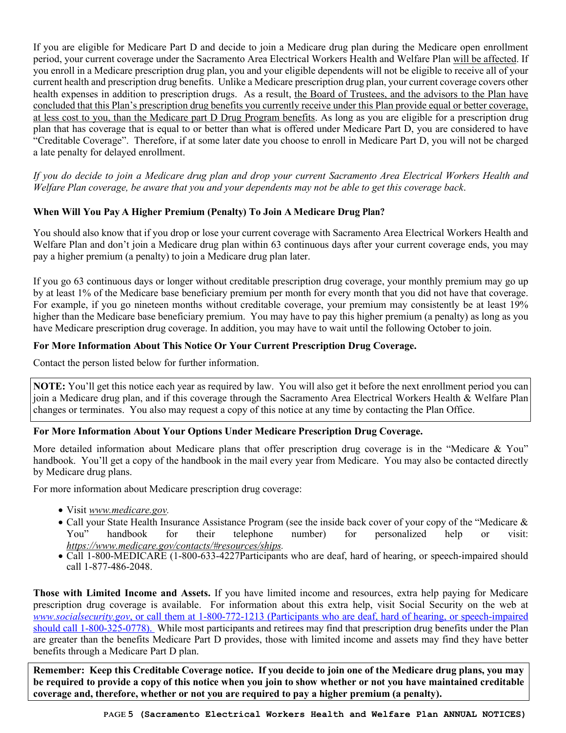If you are eligible for Medicare Part D and decide to join a Medicare drug plan during the Medicare open enrollment period, your current coverage under the Sacramento Area Electrical Workers Health and Welfare Plan <u>will be affected</u>. If you enroll in a Medicare prescription drug plan, you and your eligible dependents will not be eligible to receive all of your current health and prescription drug benefits. Unlike a Medicare prescription drug plan, your current coverage covers other health expenses in addition to prescription drugs. As a result, <u>the Board of Trustees, and the advisors to the Plan have concluded that this Plan's prescription drug benefits you currently receive under this Plan provide equal or better coverage, at less cost to you, than the Medicare part D Drug Program benefits</u>. As long as you are eligible for a prescription drug plan that has coverage that is equal to or better than what is offered under Medicare Part D, you are considered to have "Creditable Coverage". Therefore, if at some later date you choose to enroll in Medicare Part D, you will not be charged a late penalty for delayed enrollment.

*If you do decide to join a Medicare drug plan and drop your current Sacramento Area Electrical Workers Health and Welfare Plan coverage, be aware that you and your dependents may not be able to get this coverage back*.

**When Will You Pay A Higher Premium (Penalty) To Join A Medicare Drug Plan?**

You should also know that if you drop or lose your current coverage with Sacramento Area Electrical Workers Health and Welfare Plan and don't join a Medicare drug plan within 63 continuous days after your current coverage ends, you may pay a higher premium (a penalty) to join a Medicare drug plan later.

If you go 63 continuous days or longer without creditable prescription drug coverage, your monthly premium may go up by at least 1% of the Medicare base beneficiary premium per month for every month that you did not have that coverage. For example, if you go nineteen months without creditable coverage, your premium may consistently be at least 19% higher than the Medicare base beneficiary premium. You may have to pay this higher premium (a penalty) as long as you have Medicare prescription drug coverage. In addition, you may have to wait until the following October to join.

**For More Information About This Notice Or Your Current Prescription Drug Coverage.**

Contact the person listed below for further information.

**NOTE:** You'll get this notice each year as required by law. You will also get it before the next enrollment period you can join a Medicare drug plan, and if this coverage through the Sacramento Area Electrical Workers Health & Welfare Plan changes or terminates. You also may request a copy of this notice at any time by contacting the Plan Office.

**For More Information About Your Options Under Medicare Prescription Drug Coverage.**

More detailed information about Medicare plans that offer prescription drug coverage is in the "Medicare & You" handbook. You'll get a copy of the handbook in the mail every year from Medicare. You may also be contacted directly by Medicare drug plans.

For more information about Medicare prescription drug coverage:

- Visit *www.medicare.gov.*
- Call your State Health Insurance Assistance Program (see the inside back cover of your copy of the "Medicare & You" handbook for their telephone number) for personalized help or visit: *https://www.medicare.gov/contacts/#resources/ships.*
- Call 1-800-MEDICARE (1-800-633-4227Participants who are deaf, hard of hearing, or speech-impaired should call 1-877-486-2048.

**Those with Limited Income and Assets.** If you have limited income and resources, extra help paying for Medicare prescription drug coverage is available. For information about this extra help, visit Social Security on the web at *www.socialsecurity.gov*, or call them at 1-800-772-1213 (Participants who are deaf, hard of hearing, or speech-impaired should call 1-800-325-0778). While most participants and retirees may find that prescription drug benefits under the Plan are greater than the benefits Medicare Part D provides, those with limited income and assets may find they have better benefits through a Medicare Part D plan.

**Remember: Keep this Creditable Coverage notice. If you decide to join one of the Medicare drug plans, you may be required to provide a copy of this notice when you join to show whether or not you have maintained creditable coverage and, therefore, whether or not you are required to pay a higher premium (a penalty).**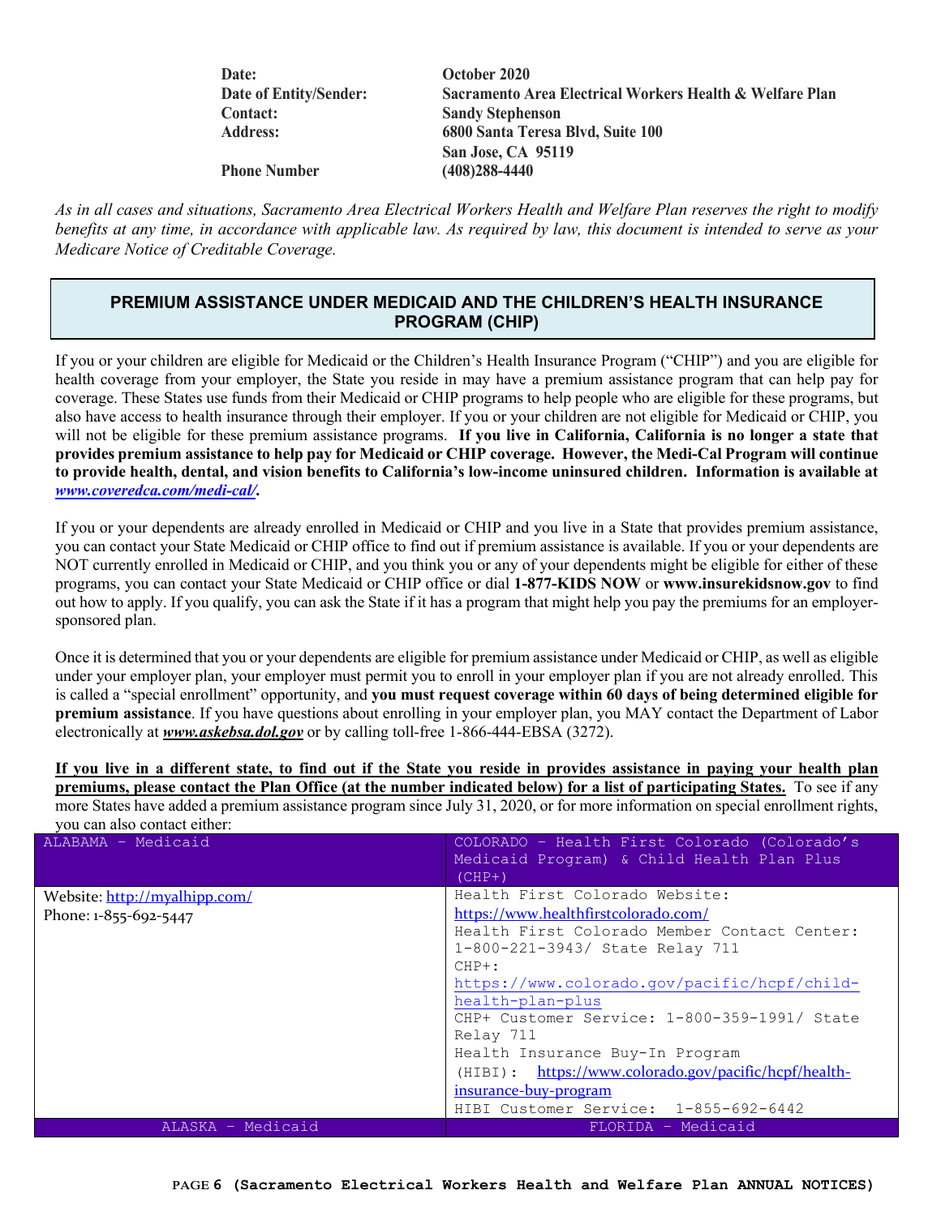| | |
|---|---|
| **Date:** | **October 2020** |
| **Date of Entity/Sender:** | **Sacramento Area Electrical Workers Health & Welfare Plan** |
| **Contact:** | **Sandy Stephenson** |
| **Address:** | **6800 Santa Teresa Blvd, Suite 100**<br>**San Jose, CA 95119** |
| **Phone Number** | **(408)288-4440** |

*As in all cases and situations, Sacramento Area Electrical Workers Health and Welfare Plan reserves the right to modify benefits at any time, in accordance with applicable law. As required by law, this document is intended to serve as your Medicare Notice of Creditable Coverage.*

## PREMIUM ASSISTANCE UNDER MEDICAID AND THE CHILDREN'S HEALTH INSURANCE PROGRAM (CHIP)

If you or your children are eligible for Medicaid or the Children's Health Insurance Program ("CHIP") and you are eligible for health coverage from your employer, the State you reside in may have a premium assistance program that can help pay for coverage. These States use funds from their Medicaid or CHIP programs to help people who are eligible for these programs, but also have access to health insurance through their employer. If you or your children are not eligible for Medicaid or CHIP, you will not be eligible for these premium assistance programs. **If you live in California, California is no longer a state that provides premium assistance to help pay for Medicaid or CHIP coverage. However, the Medi-Cal Program will continue to provide health, dental, and vision benefits to California's low-income uninsured children. Information is available at *www.coveredca.com/medi-cal/*.**

If you or your dependents are already enrolled in Medicaid or CHIP and you live in a State that provides premium assistance, you can contact your State Medicaid or CHIP office to find out if premium assistance is available. If you or your dependents are NOT currently enrolled in Medicaid or CHIP, and you think you or any of your dependents might be eligible for either of these programs, you can contact your State Medicaid or CHIP office or dial **1-877-KIDS NOW** or **www.insurekidsnow.gov** to find out how to apply. If you qualify, you can ask the State if it has a program that might help you pay the premiums for an employer-sponsored plan.

Once it is determined that you or your dependents are eligible for premium assistance under Medicaid or CHIP, as well as eligible under your employer plan, your employer must permit you to enroll in your employer plan if you are not already enrolled. This is called a "special enrollment" opportunity, and **you must request coverage within 60 days of being determined eligible for premium assistance**. If you have questions about enrolling in your employer plan, you MAY contact the Department of Labor electronically at ***www.askebsa.dol.gov*** or by calling toll-free 1-866-444-EBSA (3272).

**If you live in a different state, to find out if the State you reside in provides assistance in paying your health plan premiums, please contact the Plan Office (at the number indicated below) for a list of participating States.** To see if any more States have added a premium assistance program since July 31, 2020, or for more information on special enrollment rights, you can also contact either:

| ALABAMA – Medicaid | COLORADO – Health First Colorado (Colorado's Medicaid Program) & Child Health Plan Plus (CHP+) |
|---|---|
| Website: http://myalhipp.com/<br>Phone: 1-855-692-5447 | Health First Colorado Website: https://www.healthfirstcolorado.com/<br>Health First Colorado Member Contact Center: 1-800-221-3943/ State Relay 711<br>CHP+: https://www.colorado.gov/pacific/hcpf/child-health-plan-plus<br>CHP+ Customer Service: 1-800-359-1991/ State Relay 711<br>Health Insurance Buy-In Program (HIBI): https://www.colorado.gov/pacific/hcpf/health-insurance-buy-program<br>HIBI Customer Service: 1-855-692-6442 |
| ALASKA – Medicaid | FLORIDA – Medicaid |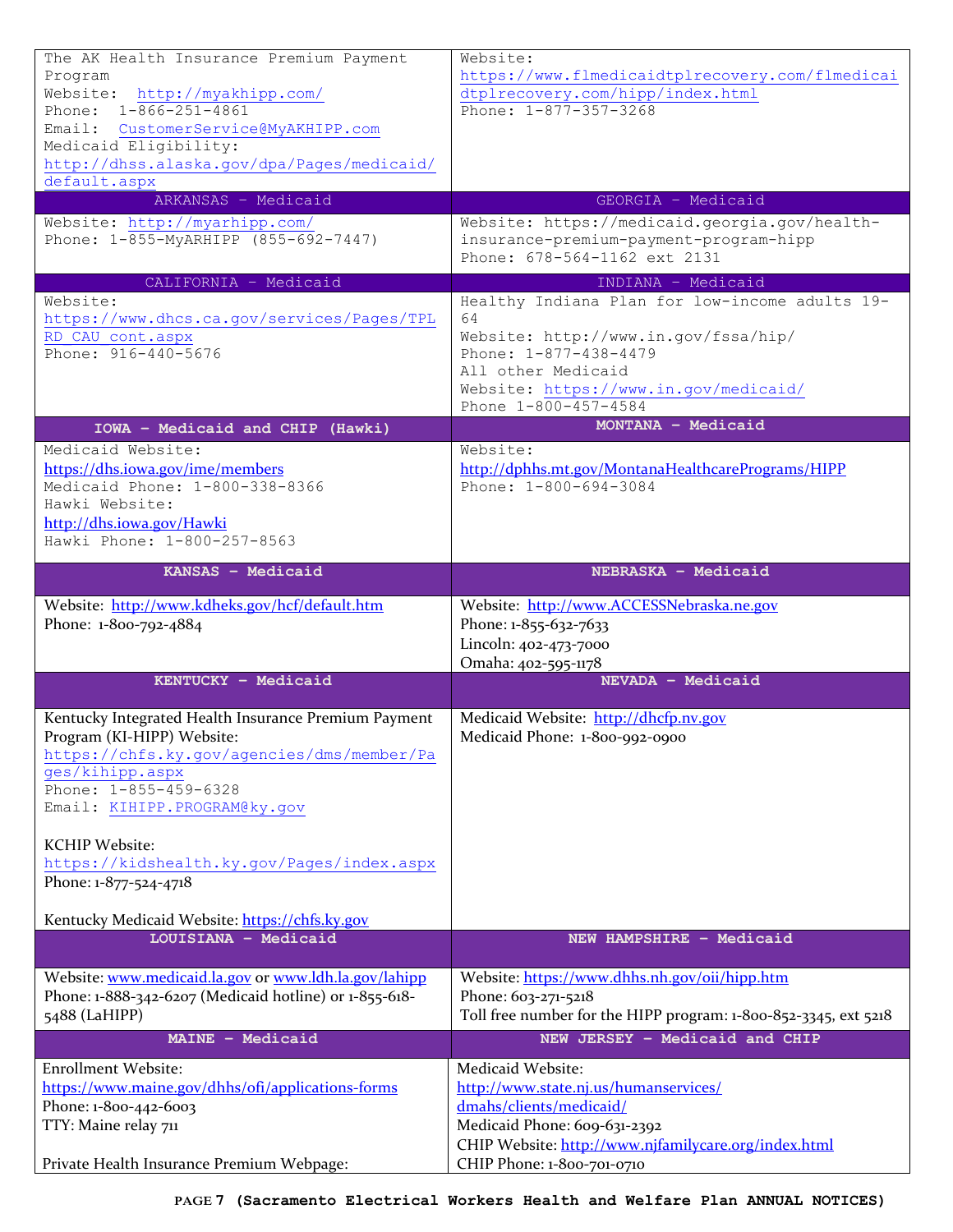| | |
|---|---|
| The AK Health Insurance Premium Payment Program<br>Website: http://myakhipp.com/<br>Phone: 1-866-251-4861<br>Email: CustomerService@MyAKHIPP.com<br>Medicaid Eligibility: http://dhss.alaska.gov/dpa/Pages/medicaid/default.aspx | Website: https://www.flmedicaidtplrecovery.com/flmedicaidtplrecovery.com/hipp/index.html<br>Phone: 1-877-357-3268 |
| **ARKANSAS – Medicaid** | **GEORGIA – Medicaid** |
| Website: http://myarhipp.com/<br>Phone: 1-855-MyARHIPP (855-692-7447) | Website: https://medicaid.georgia.gov/health-insurance-premium-payment-program-hipp<br>Phone: 678-564-1162 ext 2131 |
| **CALIFORNIA – Medicaid** | **INDIANA – Medicaid** |
| Website: https://www.dhcs.ca.gov/services/Pages/TPLRD_CAU_cont.aspx<br>Phone: 916-440-5676 | Healthy Indiana Plan for low-income adults 19-64<br>Website: http://www.in.gov/fssa/hip/<br>Phone: 1-877-438-4479<br>All other Medicaid<br>Website: https://www.in.gov/medicaid/<br>Phone 1-800-457-4584 |
| **IOWA – Medicaid and CHIP (Hawki)** | **MONTANA – Medicaid** |
| Medicaid Website: https://dhs.iowa.gov/ime/members<br>Medicaid Phone: 1-800-338-8366<br>Hawki Website: http://dhs.iowa.gov/Hawki<br>Hawki Phone: 1-800-257-8563 | Website: http://dphhs.mt.gov/MontanaHealthcarePrograms/HIPP<br>Phone: 1-800-694-3084 |
| **KANSAS – Medicaid** | **NEBRASKA – Medicaid** |
| Website: http://www.kdheks.gov/hcf/default.htm<br>Phone: 1-800-792-4884 | Website: http://www.ACCESSNebraska.ne.gov<br>Phone: 1-855-632-7633<br>Lincoln: 402-473-7000<br>Omaha: 402-595-1178 |
| **KENTUCKY – Medicaid** | **NEVADA – Medicaid** |
| Kentucky Integrated Health Insurance Premium Payment Program (KI-HIPP) Website: https://chfs.ky.gov/agencies/dms/member/Pages/kihipp.aspx<br>Phone: 1-855-459-6328<br>Email: KIHIPP.PROGRAM@ky.gov<br><br>KCHIP Website: https://kidshealth.ky.gov/Pages/index.aspx<br>Phone: 1-877-524-4718<br><br>Kentucky Medicaid Website: https://chfs.ky.gov | Medicaid Website: http://dhcfp.nv.gov<br>Medicaid Phone: 1-800-992-0900 |
| **LOUISIANA – Medicaid** | **NEW HAMPSHIRE – Medicaid** |
| Website: www.medicaid.la.gov or www.ldh.la.gov/lahipp<br>Phone: 1-888-342-6207 (Medicaid hotline) or 1-855-618-5488 (LaHIPP) | Website: https://www.dhhs.nh.gov/oii/hipp.htm<br>Phone: 603-271-5218<br>Toll free number for the HIPP program: 1-800-852-3345, ext 5218 |
| **MAINE – Medicaid** | **NEW JERSEY – Medicaid and CHIP** |
| Enrollment Website: https://www.maine.gov/dhhs/ofi/applications-forms<br>Phone: 1-800-442-6003<br>TTY: Maine relay 711<br><br>Private Health Insurance Premium Webpage: | Medicaid Website: http://www.state.nj.us/humanservices/dmahs/clients/medicaid/<br>Medicaid Phone: 609-631-2392<br>CHIP Website: http://www.njfamilycare.org/index.html<br>CHIP Phone: 1-800-701-0710 |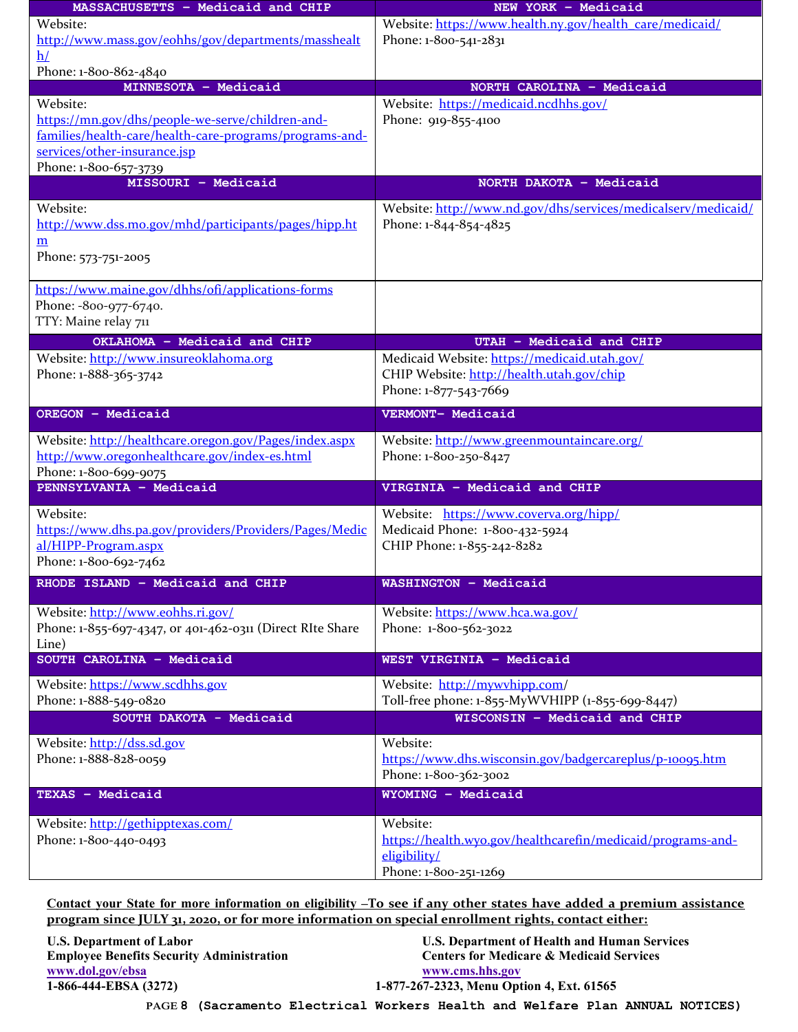| | |
|---|---|
| **MASSACHUSETTS – Medicaid and CHIP** | **NEW YORK – Medicaid** |
| Website: http://www.mass.gov/eohhs/gov/departments/masshealth/ Phone: 1-800-862-4840 | Website: https://www.health.ny.gov/health_care/medicaid/ Phone: 1-800-541-2831 |
| **MINNESOTA – Medicaid** | **NORTH CAROLINA – Medicaid** |
| Website: https://mn.gov/dhs/people-we-serve/children-and-families/health-care/health-care-programs/programs-and-services/other-insurance.jsp Phone: 1-800-657-3739 | Website: https://medicaid.ncdhhs.gov/ Phone: 919-855-4100 |
| **MISSOURI – Medicaid** | **NORTH DAKOTA – Medicaid** |
| Website: http://www.dss.mo.gov/mhd/participants/pages/hipp.htm Phone: 573-751-2005 | Website: http://www.nd.gov/dhs/services/medicalserv/medicaid/ Phone: 1-844-854-4825 |
| https://www.maine.gov/dhhs/ofi/applications-forms Phone: -800-977-6740. TTY: Maine relay 711 | |
| **OKLAHOMA – Medicaid and CHIP** | **UTAH – Medicaid and CHIP** |
| Website: http://www.insureoklahoma.org Phone: 1-888-365-3742 | Medicaid Website: https://medicaid.utah.gov/ CHIP Website: http://health.utah.gov/chip Phone: 1-877-543-7669 |
| **OREGON – Medicaid** | **VERMONT– Medicaid** |
| Website: http://healthcare.oregon.gov/Pages/index.aspx http://www.oregonhealthcare.gov/index-es.html Phone: 1-800-699-9075 | Website: http://www.greenmountaincare.org/ Phone: 1-800-250-8427 |
| **PENNSYLVANIA – Medicaid** | **VIRGINIA – Medicaid and CHIP** |
| Website: https://www.dhs.pa.gov/providers/Providers/Pages/Medical/HIPP-Program.aspx Phone: 1-800-692-7462 | Website: https://www.coverva.org/hipp/ Medicaid Phone: 1-800-432-5924 CHIP Phone: 1-855-242-8282 |
| **RHODE ISLAND – Medicaid and CHIP** | **WASHINGTON – Medicaid** |
| Website: http://www.eohhs.ri.gov/ Phone: 1-855-697-4347, or 401-462-0311 (Direct RIte Share Line) | Website: https://www.hca.wa.gov/ Phone: 1-800-562-3022 |
| **SOUTH CAROLINA – Medicaid** | **WEST VIRGINIA – Medicaid** |
| Website: https://www.scdhhs.gov Phone: 1-888-549-0820 | Website: http://mywvhipp.com/ Toll-free phone: 1-855-MyWVHIPP (1-855-699-8447) |
| **SOUTH DAKOTA - Medicaid** | **WISCONSIN – Medicaid and CHIP** |
| Website: http://dss.sd.gov Phone: 1-888-828-0059 | Website: https://www.dhs.wisconsin.gov/badgercareplus/p-10095.htm Phone: 1-800-362-3002 |
| **TEXAS – Medicaid** | **WYOMING – Medicaid** |
| Website: http://gethipptexas.com/ Phone: 1-800-440-0493 | Website: https://health.wyo.gov/healthcarefin/medicaid/programs-and-eligibility/ Phone: 1-800-251-1269 |

**Contact your State for more information on eligibility –To see if any other states have added a premium assistance program since JULY 31, 2020, or for more information on special enrollment rights, contact either:**

**U.S. Department of Labor**
**Employee Benefits Security Administration**
www.dol.gov/ebsa
**1-866-444-EBSA (3272)**

**U.S. Department of Health and Human Services**
**Centers for Medicare & Medicaid Services**
www.cms.hhs.gov
**1-877-267-2323, Menu Option 4, Ext. 61565**